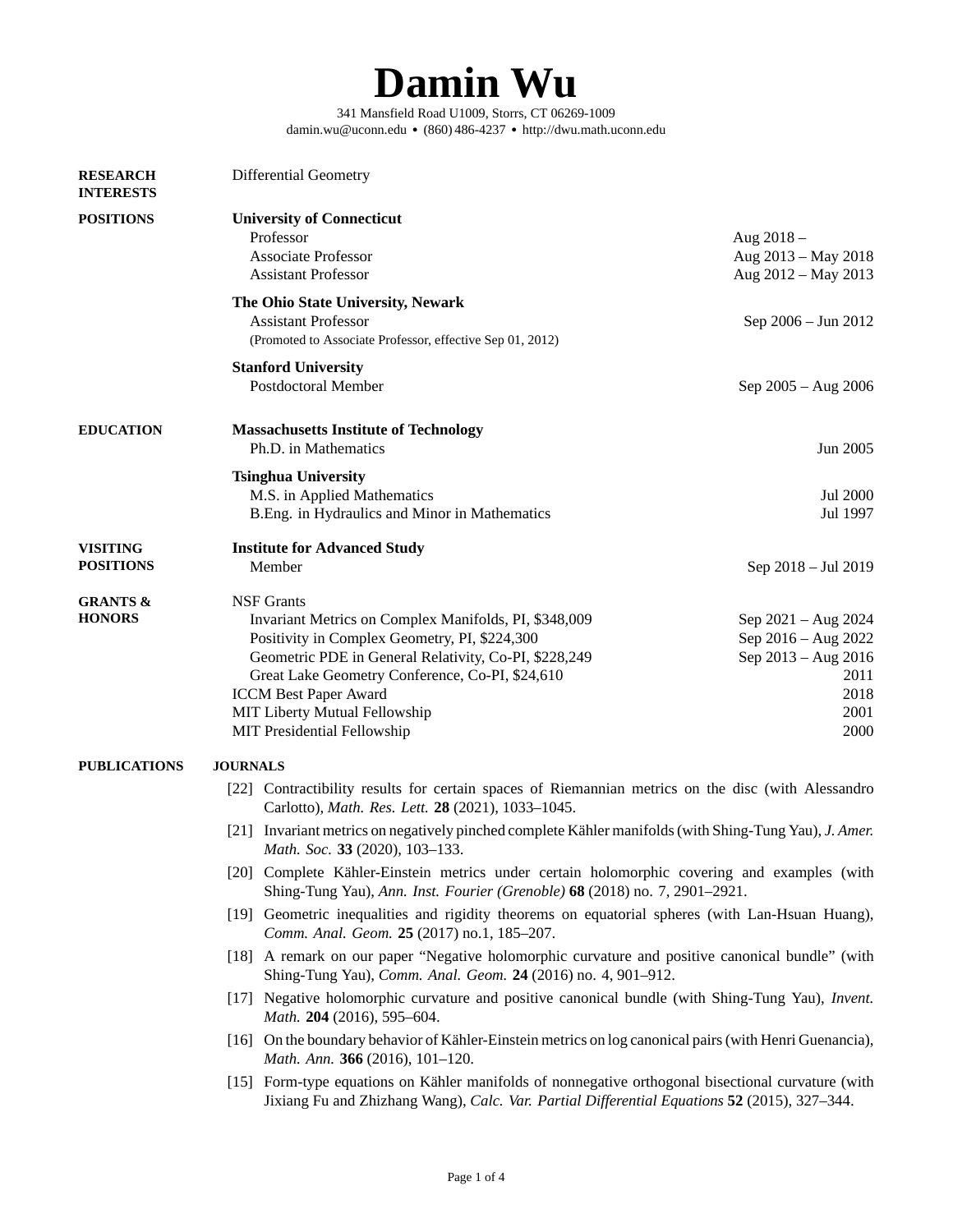# Damin Wu

341 Mansfield Road U1009, Storrs, CT 06269-1009
damin.wu@uconn.edu • (860) 486-4237 • http://dwu.math.uconn.edu

## RESEARCH INTERESTS

Differential Geometry

## POSITIONS

**University of Connecticut**

| | |
|---|---|
| Professor | Aug 2018 – |
| Associate Professor | Aug 2013 – May 2018 |
| Assistant Professor | Aug 2012 – May 2013 |

**The Ohio State University, Newark**

| | |
|---|---|
| Assistant Professor | Sep 2006 – Jun 2012 |

(Promoted to Associate Professor, effective Sep 01, 2012)

**Stanford University**

| | |
|---|---|
| Postdoctoral Member | Sep 2005 – Aug 2006 |

## EDUCATION

**Massachusetts Institute of Technology**

| | |
|---|---|
| Ph.D. in Mathematics | Jun 2005 |

**Tsinghua University**

| | |
|---|---|
| M.S. in Applied Mathematics | Jul 2000 |
| B.Eng. in Hydraulics and Minor in Mathematics | Jul 1997 |

## VISITING POSITIONS

**Institute for Advanced Study**

| | |
|---|---|
| Member | Sep 2018 – Jul 2019 |

## GRANTS & HONORS

NSF Grants

| | |
|---|---|
| Invariant Metrics on Complex Manifolds, PI, \$348,009 | Sep 2021 – Aug 2024 |
| Positivity in Complex Geometry, PI, \$224,300 | Sep 2016 – Aug 2022 |
| Geometric PDE in General Relativity, Co-PI, \$228,249 | Sep 2013 – Aug 2016 |
| Great Lake Geometry Conference, Co-PI, \$24,610 | 2011 |
| ICCM Best Paper Award | 2018 |
| MIT Liberty Mutual Fellowship | 2001 |
| MIT Presidential Fellowship | 2000 |

## PUBLICATIONS

### JOURNALS

[22] Contractibility results for certain spaces of Riemannian metrics on the disc (with Alessandro Carlotto), *Math. Res. Lett.* **28** (2021), 1033–1045.

[21] Invariant metrics on negatively pinched complete Kähler manifolds (with Shing-Tung Yau), *J. Amer. Math. Soc.* **33** (2020), 103–133.

[20] Complete Kähler-Einstein metrics under certain holomorphic covering and examples (with Shing-Tung Yau), *Ann. Inst. Fourier (Grenoble)* **68** (2018) no. 7, 2901–2921.

[19] Geometric inequalities and rigidity theorems on equatorial spheres (with Lan-Hsuan Huang), *Comm. Anal. Geom.* **25** (2017) no.1, 185–207.

[18] A remark on our paper "Negative holomorphic curvature and positive canonical bundle" (with Shing-Tung Yau), *Comm. Anal. Geom.* **24** (2016) no. 4, 901–912.

[17] Negative holomorphic curvature and positive canonical bundle (with Shing-Tung Yau), *Invent. Math.* **204** (2016), 595–604.

[16] On the boundary behavior of Kähler-Einstein metrics on log canonical pairs (with Henri Guenancia), *Math. Ann.* **366** (2016), 101–120.

[15] Form-type equations on Kähler manifolds of nonnegative orthogonal bisectional curvature (with Jixiang Fu and Zhizhang Wang), *Calc. Var. Partial Differential Equations* **52** (2015), 327–344.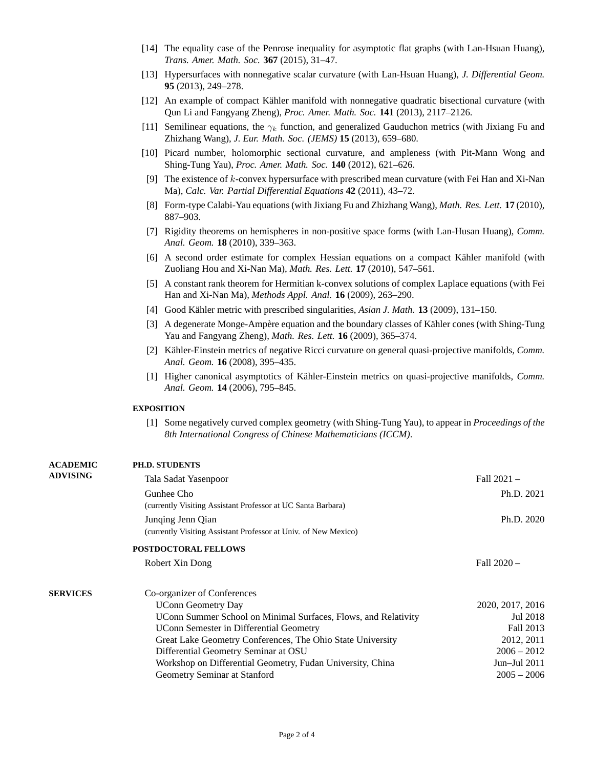[14] The equality case of the Penrose inequality for asymptotic flat graphs (with Lan-Hsuan Huang), *Trans. Amer. Math. Soc.* **367** (2015), 31–47.

[13] Hypersurfaces with nonnegative scalar curvature (with Lan-Hsuan Huang), *J. Differential Geom.* **95** (2013), 249–278.

[12] An example of compact Kähler manifold with nonnegative quadratic bisectional curvature (with Qun Li and Fangyang Zheng), *Proc. Amer. Math. Soc.* **141** (2013), 2117–2126.

[11] Semilinear equations, the $\gamma_k$ function, and generalized Gauduchon metrics (with Jixiang Fu and Zhizhang Wang), *J. Eur. Math. Soc. (JEMS)* **15** (2013), 659–680.

[10] Picard number, holomorphic sectional curvature, and ampleness (with Pit-Mann Wong and Shing-Tung Yau), *Proc. Amer. Math. Soc.* **140** (2012), 621–626.

[9] The existence of $k$-convex hypersurface with prescribed mean curvature (with Fei Han and Xi-Nan Ma), *Calc. Var. Partial Differential Equations* **42** (2011), 43–72.

[8] Form-type Calabi-Yau equations (with Jixiang Fu and Zhizhang Wang), *Math. Res. Lett.* **17** (2010), 887–903.

[7] Rigidity theorems on hemispheres in non-positive space forms (with Lan-Husan Huang), *Comm. Anal. Geom.* **18** (2010), 339–363.

[6] A second order estimate for complex Hessian equations on a compact Kähler manifold (with Zuoliang Hou and Xi-Nan Ma), *Math. Res. Lett.* **17** (2010), 547–561.

[5] A constant rank theorem for Hermitian k-convex solutions of complex Laplace equations (with Fei Han and Xi-Nan Ma), *Methods Appl. Anal.* **16** (2009), 263–290.

[4] Good Kähler metric with prescribed singularities, *Asian J. Math.* **13** (2009), 131–150.

[3] A degenerate Monge-Ampère equation and the boundary classes of Kähler cones (with Shing-Tung Yau and Fangyang Zheng), *Math. Res. Lett.* **16** (2009), 365–374.

[2] Kähler-Einstein metrics of negative Ricci curvature on general quasi-projective manifolds, *Comm. Anal. Geom.* **16** (2008), 395–435.

[1] Higher canonical asymptotics of Kähler-Einstein metrics on quasi-projective manifolds, *Comm. Anal. Geom.* **14** (2006), 795–845.

### EXPOSITION

[1] Some negatively curved complex geometry (with Shing-Tung Yau), to appear in *Proceedings of the 8th International Congress of Chinese Mathematicians (ICCM)*.

## ACADEMIC ADVISING

### PH.D. STUDENTS

Tala Sadat Yasenpoor — Fall 2021 –

Gunhee Cho — Ph.D. 2021
(currently Visiting Assistant Professor at UC Santa Barbara)

Junqing Jenn Qian — Ph.D. 2020
(currently Visiting Assistant Professor at Univ. of New Mexico)

### POSTDOCTORAL FELLOWS

Robert Xin Dong — Fall 2020 –

## SERVICES

Co-organizer of Conferences

- UConn Geometry Day — 2020, 2017, 2016
- UConn Summer School on Minimal Surfaces, Flows, and Relativity — Jul 2018
- UConn Semester in Differential Geometry — Fall 2013
- Great Lake Geometry Conferences, The Ohio State University — 2012, 2011
- Differential Geometry Seminar at OSU — 2006 – 2012
- Workshop on Differential Geometry, Fudan University, China — Jun–Jul 2011
- Geometry Seminar at Stanford — 2005 – 2006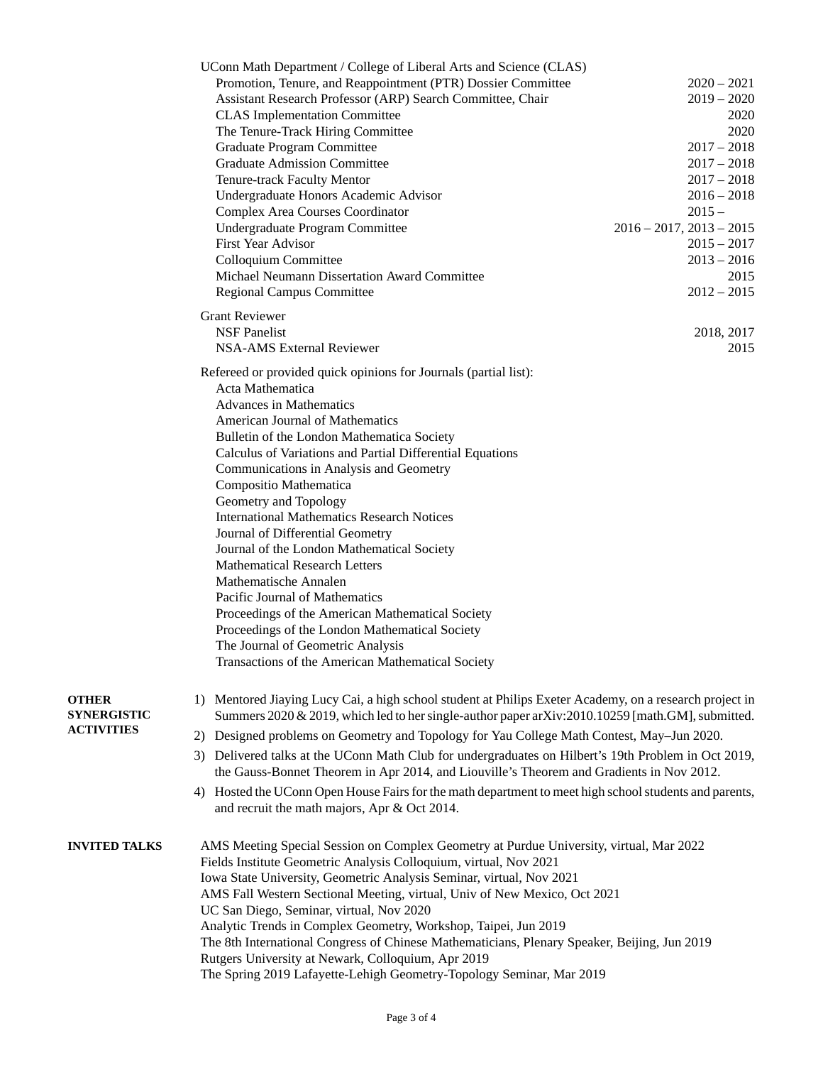UConn Math Department / College of Liberal Arts and Science (CLAS)

| | |
|---|---|
| Promotion, Tenure, and Reappointment (PTR) Dossier Committee | 2020 – 2021 |
| Assistant Research Professor (ARP) Search Committee, Chair | 2019 – 2020 |
| CLAS Implementation Committee | 2020 |
| The Tenure-Track Hiring Committee | 2020 |
| Graduate Program Committee | 2017 – 2018 |
| Graduate Admission Committee | 2017 – 2018 |
| Tenure-track Faculty Mentor | 2017 – 2018 |
| Undergraduate Honors Academic Advisor | 2016 – 2018 |
| Complex Area Courses Coordinator | 2015 – |
| Undergraduate Program Committee | 2016 – 2017, 2013 – 2015 |
| First Year Advisor | 2015 – 2017 |
| Colloquium Committee | 2013 – 2016 |
| Michael Neumann Dissertation Award Committee | 2015 |
| Regional Campus Committee | 2012 – 2015 |

Grant Reviewer

| | |
|---|---|
| NSF Panelist | 2018, 2017 |
| NSA-AMS External Reviewer | 2015 |

Refereed or provided quick opinions for Journals (partial list):

- Acta Mathematica
- Advances in Mathematics
- American Journal of Mathematics
- Bulletin of the London Mathematica Society
- Calculus of Variations and Partial Differential Equations
- Communications in Analysis and Geometry
- Compositio Mathematica
- Geometry and Topology
- International Mathematics Research Notices
- Journal of Differential Geometry
- Journal of the London Mathematical Society
- Mathematical Research Letters
- Mathematische Annalen
- Pacific Journal of Mathematics
- Proceedings of the American Mathematical Society
- Proceedings of the London Mathematical Society
- The Journal of Geometric Analysis
- Transactions of the American Mathematical Society

**OTHER SYNERGISTIC ACTIVITIES**

1) Mentored Jiaying Lucy Cai, a high school student at Philips Exeter Academy, on a research project in Summers 2020 & 2019, which led to her single-author paper arXiv:2010.10259 [math.GM], submitted.
2) Designed problems on Geometry and Topology for Yau College Math Contest, May–Jun 2020.
3) Delivered talks at the UConn Math Club for undergraduates on Hilbert's 19th Problem in Oct 2019, the Gauss-Bonnet Theorem in Apr 2014, and Liouville's Theorem and Gradients in Nov 2012.
4) Hosted the UConn Open House Fairs for the math department to meet high school students and parents, and recruit the math majors, Apr & Oct 2014.

**INVITED TALKS**

AMS Meeting Special Session on Complex Geometry at Purdue University, virtual, Mar 2022
Fields Institute Geometric Analysis Colloquium, virtual, Nov 2021
Iowa State University, Geometric Analysis Seminar, virtual, Nov 2021
AMS Fall Western Sectional Meeting, virtual, Univ of New Mexico, Oct 2021
UC San Diego, Seminar, virtual, Nov 2020
Analytic Trends in Complex Geometry, Workshop, Taipei, Jun 2019
The 8th International Congress of Chinese Mathematicians, Plenary Speaker, Beijing, Jun 2019
Rutgers University at Newark, Colloquium, Apr 2019
The Spring 2019 Lafayette-Lehigh Geometry-Topology Seminar, Mar 2019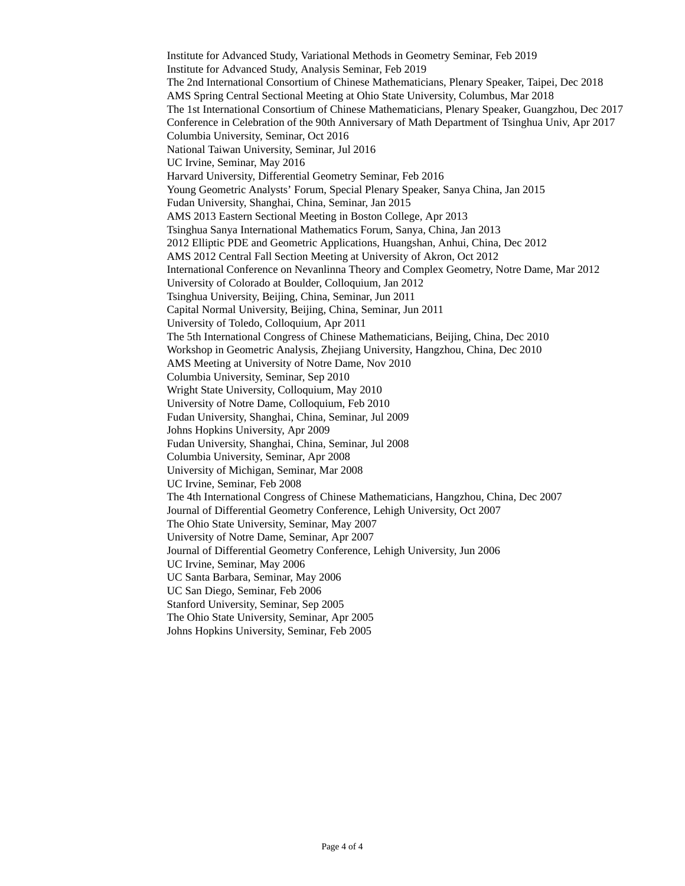Institute for Advanced Study, Variational Methods in Geometry Seminar, Feb 2019
Institute for Advanced Study, Analysis Seminar, Feb 2019
The 2nd International Consortium of Chinese Mathematicians, Plenary Speaker, Taipei, Dec 2018
AMS Spring Central Sectional Meeting at Ohio State University, Columbus, Mar 2018
The 1st International Consortium of Chinese Mathematicians, Plenary Speaker, Guangzhou, Dec 2017
Conference in Celebration of the 90th Anniversary of Math Department of Tsinghua Univ, Apr 2017
Columbia University, Seminar, Oct 2016
National Taiwan University, Seminar, Jul 2016
UC Irvine, Seminar, May 2016
Harvard University, Differential Geometry Seminar, Feb 2016
Young Geometric Analysts' Forum, Special Plenary Speaker, Sanya China, Jan 2015
Fudan University, Shanghai, China, Seminar, Jan 2015
AMS 2013 Eastern Sectional Meeting in Boston College, Apr 2013
Tsinghua Sanya International Mathematics Forum, Sanya, China, Jan 2013
2012 Elliptic PDE and Geometric Applications, Huangshan, Anhui, China, Dec 2012
AMS 2012 Central Fall Section Meeting at University of Akron, Oct 2012
International Conference on Nevanlinna Theory and Complex Geometry, Notre Dame, Mar 2012
University of Colorado at Boulder, Colloquium, Jan 2012
Tsinghua University, Beijing, China, Seminar, Jun 2011
Capital Normal University, Beijing, China, Seminar, Jun 2011
University of Toledo, Colloquium, Apr 2011
The 5th International Congress of Chinese Mathematicians, Beijing, China, Dec 2010
Workshop in Geometric Analysis, Zhejiang University, Hangzhou, China, Dec 2010
AMS Meeting at University of Notre Dame, Nov 2010
Columbia University, Seminar, Sep 2010
Wright State University, Colloquium, May 2010
University of Notre Dame, Colloquium, Feb 2010
Fudan University, Shanghai, China, Seminar, Jul 2009
Johns Hopkins University, Apr 2009
Fudan University, Shanghai, China, Seminar, Jul 2008
Columbia University, Seminar, Apr 2008
University of Michigan, Seminar, Mar 2008
UC Irvine, Seminar, Feb 2008
The 4th International Congress of Chinese Mathematicians, Hangzhou, China, Dec 2007
Journal of Differential Geometry Conference, Lehigh University, Oct 2007
The Ohio State University, Seminar, May 2007
University of Notre Dame, Seminar, Apr 2007
Journal of Differential Geometry Conference, Lehigh University, Jun 2006
UC Irvine, Seminar, May 2006
UC Santa Barbara, Seminar, May 2006
UC San Diego, Seminar, Feb 2006
Stanford University, Seminar, Sep 2005
The Ohio State University, Seminar, Apr 2005
Johns Hopkins University, Seminar, Feb 2005